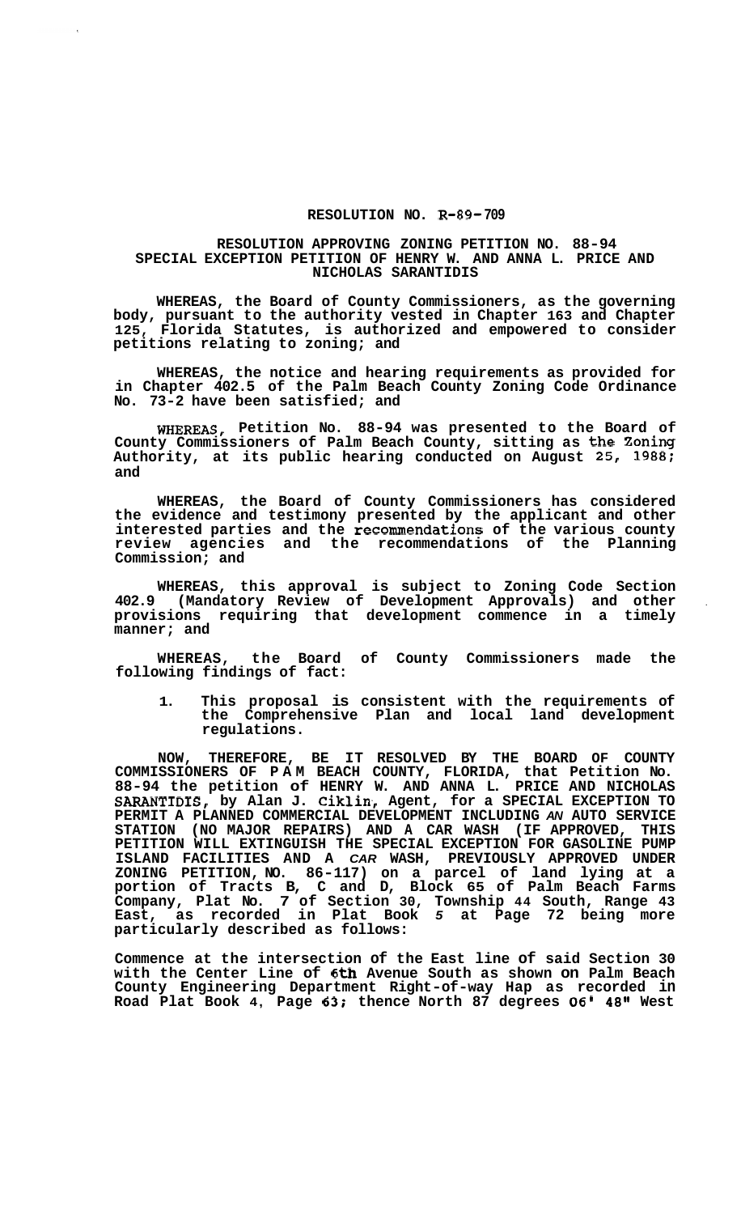**RESOLUTION NO. R-89-709**

**RESOLUTION APPROVING ZONING PETITION NO. 88-94 SPECIAL EXCEPTION PETITION OF HENRY W. AND ANNA L. PRICE AND NICHOLAS SARANTIDIS**

**WHEREAS, the Board of County Commissioners, as the governing body, pursuant to the authority vested in Chapter 163 and Chapter 125, Florida Statutes, is authorized and empowered to consider petitions relating to zoning; and**

**WHEREAS, the notice and hearing requirements as provided for in Chapter 402.5 of the Palm Beach County Zoning Code Ordinance No. 73-2 have been satisfied; and**

**WHEREAS, Petition No. 88-94 was presented to the Board of County Commissioners of Palm Beach County, sitting as the Zoning Authority, at its public hearing conducted on August 25, 1988; and**

**WHEREAS, the Board of County Commissioners has considered the evidence and testimony presented by the applicant and other interested parties and the recommendations of the various county review agencies and the recommendations of the Planning Commission; and**

**WHEREAS, this approval is subject to Zoning Code Section 402.9 (Mandatory Review of Development Approvals) and other provisions requiring that development commence in a timely manner; and**

**WHEREAS, the Board of County Commissioners made the following findings of fact:**

1. **This proposal is consistent with the requirements of the Comprehensive Plan and local land development regulations.**

**NOW, THEREFORE, BE IT RESOLVED BY THE BOARD OF COUNTY COMMISSIONERS OF PAM BEACH COUNTY, FLORIDA, that Petition No. 88-94 the petition of HENRY W. AND ANNA L. PRICE AND NICHOLAS SARANTIDIS, by Alan J. Ciklin, Agent, for a SPECIAL EXCEPTION TO PERMIT A PLANNED COMMERCIAL DEVELOPMENT INCLUDING AN AUTO SERVICE STATION (NO MAJOR REPAIRS) AND A CAR WASH (IF APPROVED, THIS PETITION WILL EXTINGUISH THE SPECIAL EXCEPTION FOR GASOLINE PUMP ISLAND FACILITIES AND A CAR WASH, PREVIOUSLY APPROVED UNDER ZONING PETITION, NO. 86-117) on a parcel of land lying at a portion of Tracts B, C and D, Block 65 of Palm Beach Farms Company, Plat No. 7 of Section 30, Township 44 South, Range 43 East, as recorded in Plat Book 5 at Page 72 being more particularly described as follows:**

**Commence at the intersection of the East line of said Section 30 with the Center Line of 6th Avenue South as shown on Palm Beach County Engineering Department Right-of-way Hap as recorded in Road Plat Book 4, Page 63; thence North 87 degrees 06' 48" West**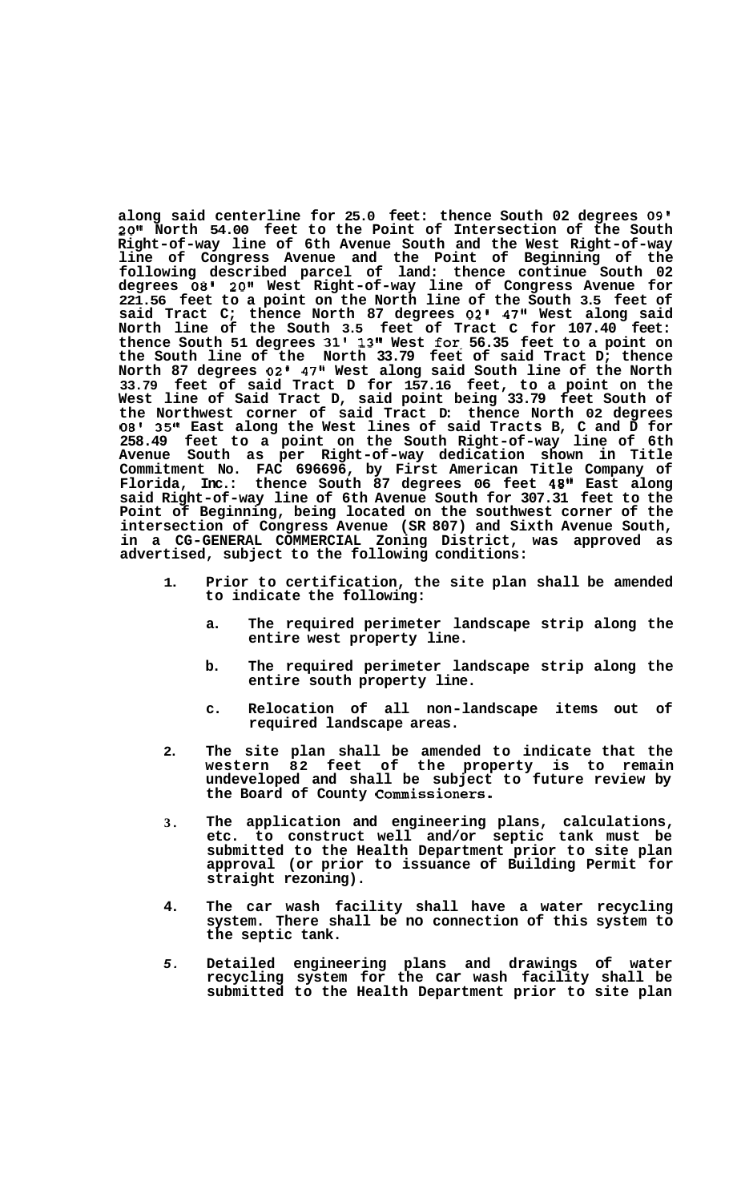**along said centerline for 25.0 feet: thence South 02 degrees 09' 20" North 54.00 feet to the Point of Intersection of the South Right-of-way line of 6th Avenue South and the West Right-of-way line of Congress Avenue and the Point of Beginning of the following described parcel of land: thence continue South 02 degrees 08' 20" West Right-of-way line of Congress Avenue for 221.56 feet to a point on the North line of the South 3.5 feet of said Tract C; thence North 87 degrees 02' 47" West along said North line of the South 3.5 feet of Tract C for 107.40 feet: thence South 51 degrees 31' 13" West for 56.35 feet to a point on the South line of the North 33.79 feet of said Tract D; thence North 87 degrees 02' 47" West along said South line of the North 33.79 feet of said Tract D for 157.16 feet, to a point on the West line of Said Tract D, said point being 33.79 feet South of the Northwest corner of said Tract D: thence North 02 degrees 08' 35" East along the West lines of said Tracts B, C and D for 258.49 feet to a point on the South Right-of-way line of 6th Avenue South as per Right-of-way dedication shown in Title Commitment No. FAC 696696, by First American Title Company of Florida, Inc.: thence South 87 degrees 06 feet 48" East along said Right-of-way line of 6th Avenue South for 307.31 feet to the Point of Beginning, being located on the southwest corner of the intersection of Congress Avenue (SR 807) and Sixth Avenue South, in a CG-GENERAL COMMERCIAL Zoning District, was approved as advertised, subject to the following conditions:**

1. **Prior to certification, the site plan shall be amended to indicate the following:**

   a. **The required perimeter landscape strip along the entire west property line.**

   b. **The required perimeter landscape strip along the entire south property line.**

   c. **Relocation of all non-landscape items out of required landscape areas.**

2. **The site plan shall be amended to indicate that the western 82 feet of the property is to remain undeveloped and shall be subject to future review by the Board of County Commissioners.**

3. **The application and engineering plans, calculations, etc. to construct well and/or septic tank must be submitted to the Health Department prior to site plan approval (or prior to issuance of Building Permit for straight rezoning).**

4. **The car wash facility shall have a water recycling system. There shall be no connection of this system to the septic tank.**

5. **Detailed engineering plans and drawings of water recycling system for the car wash facility shall be submitted to the Health Department prior to site plan**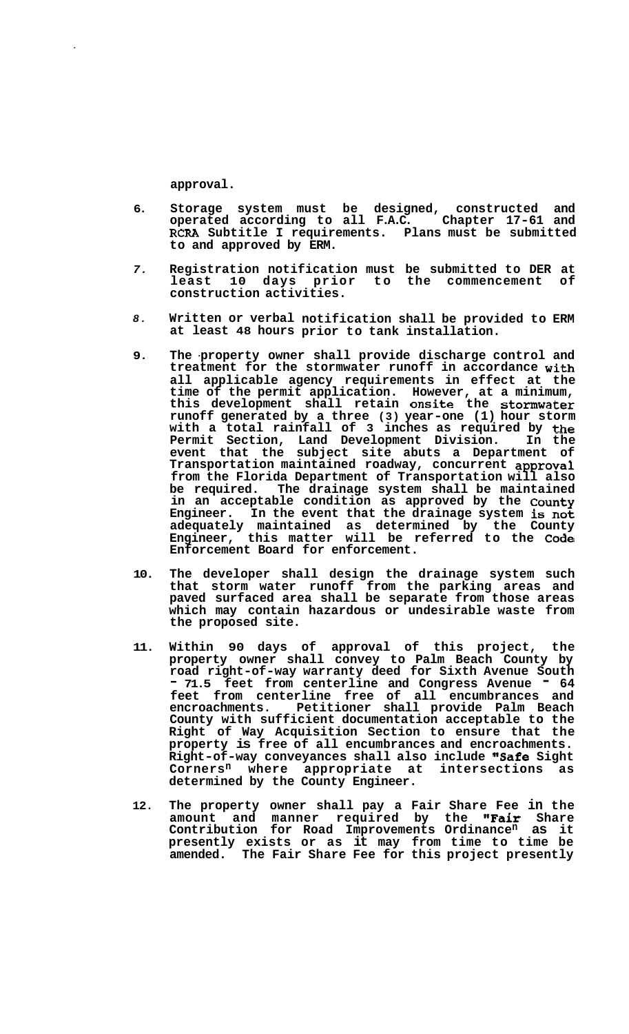**approval.**

6. **Storage system must be designed, constructed and operated according to all F.A.C. Chapter 17-61 and RCRA Subtitle I requirements. Plans must be submitted to and approved by ERM.**

7. **Registration notification must be submitted to DER at least 10 days prior to the commencement of construction activities.**

8. **Written or verbal notification shall be provided to ERM at least 48 hours prior to tank installation.**

9. **The property owner shall provide discharge control and treatment for the stormwater runoff in accordance with all applicable agency requirements in effect at the time of the permit application. However, at a minimum, this development shall retain onsite the stormwater runoff generated by a three (3) year-one (1) hour storm with a total rainfall of 3 inches as required by the Permit Section, Land Development Division. In the event that the subject site abuts a Department of Transportation maintained roadway, concurrent approval from the Florida Department of Transportation will also be required. The drainage system shall be maintained in an acceptable condition as approved by the County Engineer. In the event that the drainage system is not adequately maintained as determined by the County Engineer, this matter will be referred to the Code Enforcement Board for enforcement.**

10. **The developer shall design the drainage system such that storm water runoff from the parking areas and paved surfaced area shall be separate from those areas which may contain hazardous or undesirable waste from the proposed site.**

11. **Within 90 days of approval of this project, the property owner shall convey to Palm Beach County by road right-of-way warranty deed for Sixth Avenue South - 71.5 feet from centerline and Congress Avenue - 64 feet from centerline free of all encumbrances and encroachments. Petitioner shall provide Palm Beach County with sufficient documentation acceptable to the Right of Way Acquisition Section to ensure that the property is free of all encumbrances and encroachments. Right-of-way conveyances shall also include "Safe Sight Corners" where appropriate at intersections as determined by the County Engineer.**

12. **The property owner shall pay a Fair Share Fee in the amount and manner required by the "Fair Share Contribution for Road Improvements Ordinance" as it presently exists or as it may from time to time be amended. The Fair Share Fee for this project presently**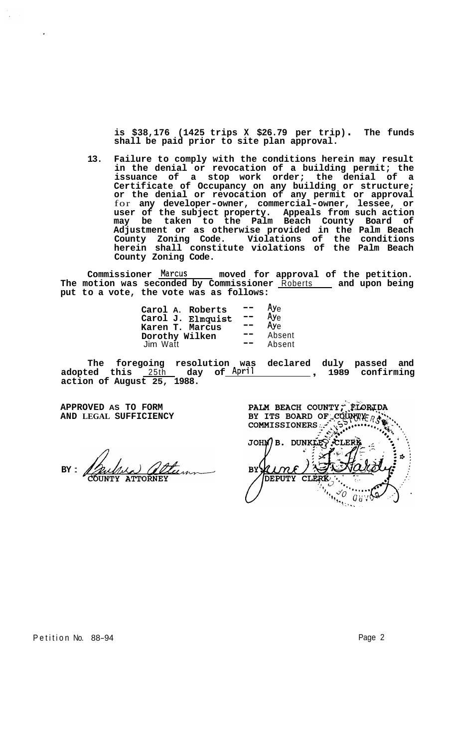is $38,176 (1425 trips X $26.79 per trip). The funds shall be paid prior to site plan approval.

13. Failure to comply with the conditions herein may result in the denial or revocation of a building permit; the issuance of a stop work order; the denial of a Certificate of Occupancy on any building or structure; or the denial or revocation of any permit or approval for any developer-owner, commercial-owner, lessee, or user of the subject property. Appeals from such action may be taken to the Palm Beach County Board of Adjustment or as otherwise provided in the Palm Beach County Zoning Code. Violations of the conditions herein shall constitute violations of the Palm Beach County Zoning Code.

Commissioner Marcus moved for approval of the petition. The motion was seconded by Commissioner Roberts and upon being put to a vote, the vote was as follows:

| | | |
|---|---|---|
| Carol A. Roberts | -- | Aye |
| Carol J. Elmquist | -- | Aye |
| Karen T. Marcus | -- | Aye |
| Dorothy Wilken | -- | Absent |
| Jim Watt | -- | Absent |

The foregoing resolution was declared duly passed and adopted this 25th day of April, 1989 confirming action of August 25, 1988.

APPROVED AS TO FORM AND LEGAL SUFFICIENCY

BY: COUNTY ATTORNEY

PALM BEACH COUNTY, FLORIDA BY ITS BOARD OF COUNTY COMMISSIONERS

JOHN B. DUNKLE, CLERK

BY DEPUTY CLERK

Petition No. 88-94